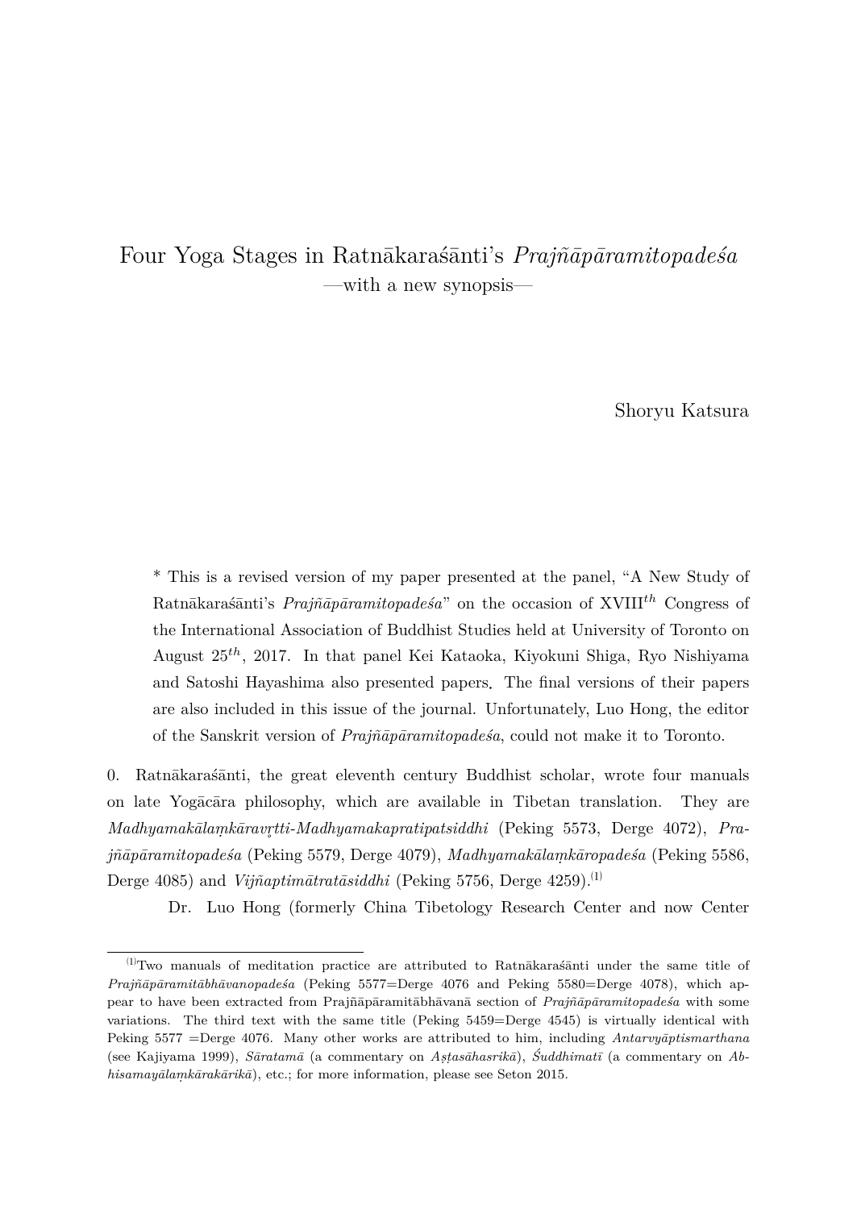# Four Yoga Stages in Ratnākaraśānti's *Prajñāpāramitopadeśa*

—with a new synopsis—

Shoryu Katsura

\* This is a revised version of my paper presented at the panel, "A New Study of Ratnākaraśānti's *Prajñāpāramitopadeśa*" on the occasion of XVIII$^{th}$ Congress of the International Association of Buddhist Studies held at University of Toronto on August 25$^{th}$, 2017. In that panel Kei Kataoka, Kiyokuni Shiga, Ryo Nishiyama and Satoshi Hayashima also presented papers. The final versions of their papers are also included in this issue of the journal. Unfortunately, Luo Hong, the editor of the Sanskrit version of *Prajñāpāramitopadeśa*, could not make it to Toronto.

0. Ratnākaraśānti, the great eleventh century Buddhist scholar, wrote four manuals on late Yogācāra philosophy, which are available in Tibetan translation. They are *Madhyamakālaṃkāravṛtti-Madhyamakapratipatsiddhi* (Peking 5573, Derge 4072), *Prajñāpāramitopadeśa* (Peking 5579, Derge 4079), *Madhyamakālaṃkāropadeśa* (Peking 5586, Derge 4085) and *Vijñaptimātratāsiddhi* (Peking 5756, Derge 4259).[1]

Dr. Luo Hong (formerly China Tibetology Research Center and now Center

[1] Two manuals of meditation practice are attributed to Ratnākaraśānti under the same title of *Prajñāpāramitābhāvanopadeśa* (Peking 5577=Derge 4076 and Peking 5580=Derge 4078), which appear to have been extracted from Prajñāpāramitābhāvanā section of *Prajñāpāramitopadeśa* with some variations. The third text with the same title (Peking 5459=Derge 4545) is virtually identical with Peking 5577 =Derge 4076. Many other works are attributed to him, including *Antarvyāptismarthana* (see Kajiyama 1999), *Sāratamā* (a commentary on *Aṣṭasāhasrikā*), *Śuddhimatī* (a commentary on *Abhisamayālaṃkārakārikā*), etc.; for more information, please see Seton 2015.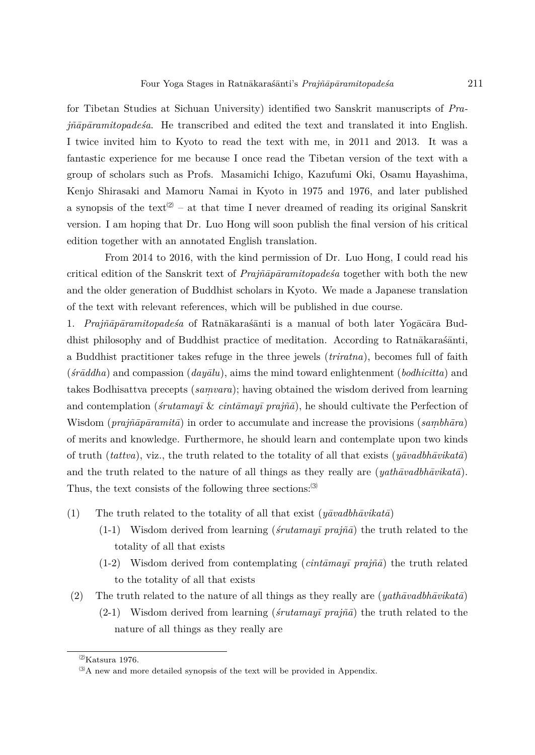for Tibetan Studies at Sichuan University) identified two Sanskrit manuscripts of *Prajñāpāramitopadeśa*. He transcribed and edited the text and translated it into English. I twice invited him to Kyoto to read the text with me, in 2011 and 2013. It was a fantastic experience for me because I once read the Tibetan version of the text with a group of scholars such as Profs. Masamichi Ichigo, Kazufumi Oki, Osamu Hayashima, Kenjo Shirasaki and Mamoru Namai in Kyoto in 1975 and 1976, and later published a synopsis of the text[2] – at that time I never dreamed of reading its original Sanskrit version. I am hoping that Dr. Luo Hong will soon publish the final version of his critical edition together with an annotated English translation.

From 2014 to 2016, with the kind permission of Dr. Luo Hong, I could read his critical edition of the Sanskrit text of *Prajñāpāramitopadeśa* together with both the new and the older generation of Buddhist scholars in Kyoto. We made a Japanese translation of the text with relevant references, which will be published in due course.

1. *Prajñāpāramitopadeśa* of Ratnākaraśānti is a manual of both later Yogācāra Buddhist philosophy and of Buddhist practice of meditation. According to Ratnākaraśānti, a Buddhist practitioner takes refuge in the three jewels (*triratna*), becomes full of faith (*śrāddha*) and compassion (*dayālu*), aims the mind toward enlightenment (*bodhicitta*) and takes Bodhisattva precepts (*saṃvara*); having obtained the wisdom derived from learning and contemplation (*śrutamayī* & *cintāmayī prajñā*), he should cultivate the Perfection of Wisdom (*prajñāpāramitā*) in order to accumulate and increase the provisions (*saṃbhāra*) of merits and knowledge. Furthermore, he should learn and contemplate upon two kinds of truth (*tattva*), viz., the truth related to the totality of all that exists (*yāvadbhāvikatā*) and the truth related to the nature of all things as they really are (*yathāvadbhāvikatā*). Thus, the text consists of the following three sections:[3]

(1) The truth related to the totality of all that exist (*yāvadbhāvikatā*)
  - (1-1) Wisdom derived from learning (*śrutamayī prajñā*) the truth related to the totality of all that exists
  - (1-2) Wisdom derived from contemplating (*cintāmayī prajñā*) the truth related to the totality of all that exists

(2) The truth related to the nature of all things as they really are (*yathāvadbhāvikatā*)
  - (2-1) Wisdom derived from learning (*śrutamayī prajñā*) the truth related to the nature of all things as they really are

---

[2] Katsura 1976.

[3] A new and more detailed synopsis of the text will be provided in Appendix.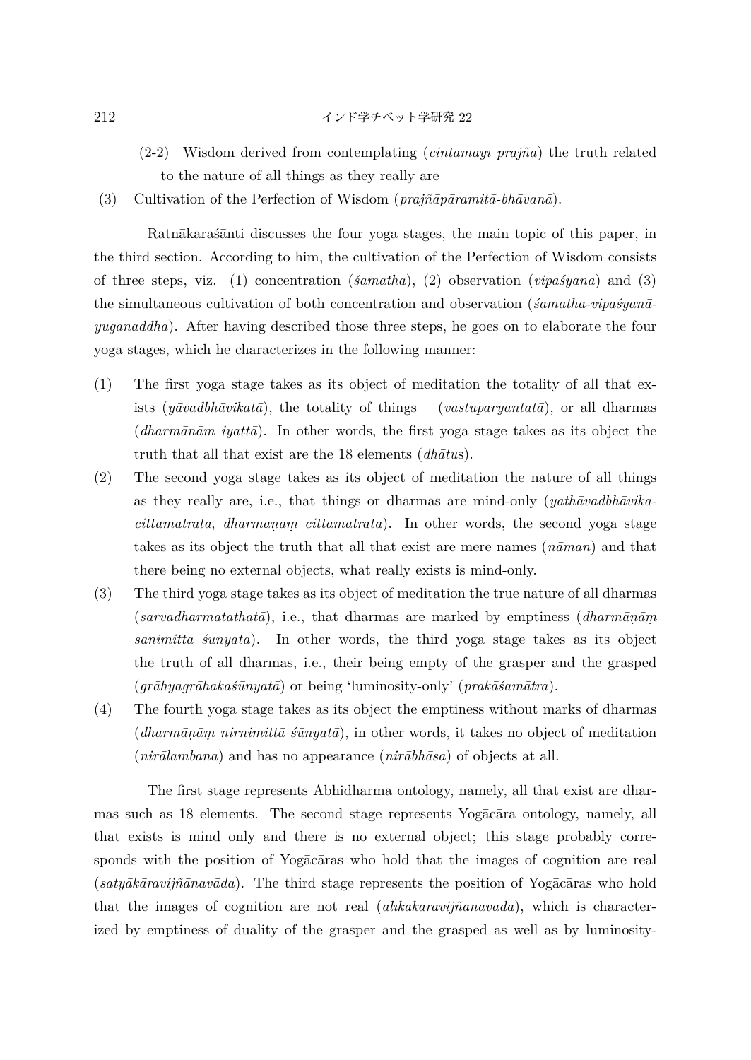(2-2) Wisdom derived from contemplating (*cintāmayī prajñā*) the truth related to the nature of all things as they really are

(3) Cultivation of the Perfection of Wisdom (*prajñāpāramitā-bhāvanā*).

Ratnākaraśānti discusses the four yoga stages, the main topic of this paper, in the third section. According to him, the cultivation of the Perfection of Wisdom consists of three steps, viz. (1) concentration (*śamatha*), (2) observation (*vipaśyanā*) and (3) the simultaneous cultivation of both concentration and observation (*śamatha-vipaśyanā-yuganaddha*). After having described those three steps, he goes on to elaborate the four yoga stages, which he characterizes in the following manner:

(1) The first yoga stage takes as its object of meditation the totality of all that exists (*yāvadbhāvikatā*), the totality of things (*vastuparyantatā*), or all dharmas (*dharmānām iyattā*). In other words, the first yoga stage takes as its object the truth that all that exist are the 18 elements (*dhātu*s).

(2) The second yoga stage takes as its object of meditation the nature of all things as they really are, i.e., that things or dharmas are mind-only (*yathāvadbhāvika-cittamātratā*, *dharmāṇāṃ cittamātratā*). In other words, the second yoga stage takes as its object the truth that all that exist are mere names (*nāman*) and that there being no external objects, what really exists is mind-only.

(3) The third yoga stage takes as its object of meditation the true nature of all dharmas (*sarvadharmatathatā*), i.e., that dharmas are marked by emptiness (*dharmāṇāṃ sanimittā śūnyatā*). In other words, the third yoga stage takes as its object the truth of all dharmas, i.e., their being empty of the grasper and the grasped (*grāhyagrāhakaśūnyatā*) or being 'luminosity-only' (*prakāśamātra*).

(4) The fourth yoga stage takes as its object the emptiness without marks of dharmas (*dharmāṇāṃ nirnimittā śūnyatā*), in other words, it takes no object of meditation (*nirālambana*) and has no appearance (*nirābhāsa*) of objects at all.

The first stage represents Abhidharma ontology, namely, all that exist are dharmas such as 18 elements. The second stage represents Yogācāra ontology, namely, all that exists is mind only and there is no external object; this stage probably corresponds with the position of Yogācāras who hold that the images of cognition are real (*satyākāravijñānavāda*). The third stage represents the position of Yogācāras who hold that the images of cognition are not real (*alīkākāravijñānavāda*), which is characterized by emptiness of duality of the grasper and the grasped as well as by luminosity-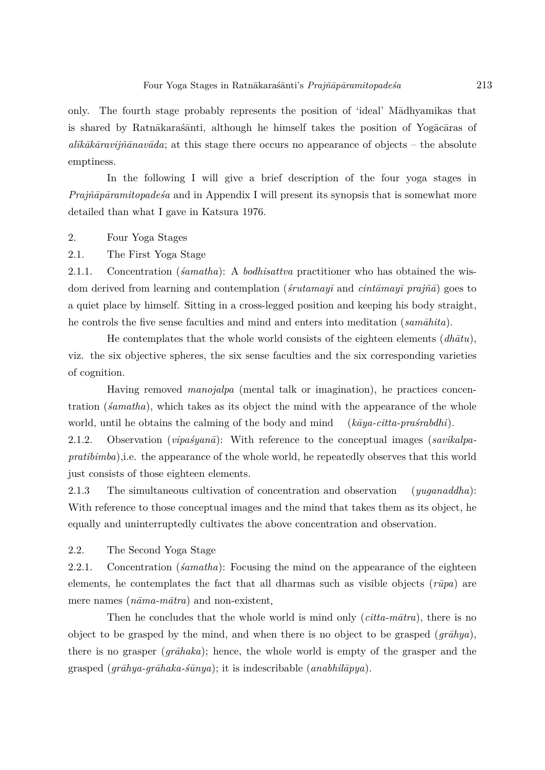only. The fourth stage probably represents the position of 'ideal' Mādhyamikas that is shared by Ratnākaraśānti, although he himself takes the position of Yogācāras of *alīkākāravijñānavāda*; at this stage there occurs no appearance of objects – the absolute emptiness.

In the following I will give a brief description of the four yoga stages in *Prajñāpāramitopadeśa* and in Appendix I will present its synopsis that is somewhat more detailed than what I gave in Katsura 1976.

## 2. Four Yoga Stages

### 2.1. The First Yoga Stage

2.1.1. Concentration (*śamatha*): A *bodhisattva* practitioner who has obtained the wisdom derived from learning and contemplation (*śrutamayī* and *cintāmayī prajñā*) goes to a quiet place by himself. Sitting in a cross-legged position and keeping his body straight, he controls the five sense faculties and mind and enters into meditation (*samāhita*).

He contemplates that the whole world consists of the eighteen elements (*dhātu*), viz. the six objective spheres, the six sense faculties and the six corresponding varieties of cognition.

Having removed *manojalpa* (mental talk or imagination), he practices concentration (*śamatha*), which takes as its object the mind with the appearance of the whole world, until he obtains the calming of the body and mind (*kāya-citta-praśrabdhi*).

2.1.2. Observation (*vipaśyanā*): With reference to the conceptual images (*savikalpa-pratibimba*),i.e. the appearance of the whole world, he repeatedly observes that this world just consists of those eighteen elements.

2.1.3 The simultaneous cultivation of concentration and observation (*yuganaddha*): With reference to those conceptual images and the mind that takes them as its object, he equally and uninterruptedly cultivates the above concentration and observation.

### 2.2. The Second Yoga Stage

2.2.1. Concentration (*śamatha*): Focusing the mind on the appearance of the eighteen elements, he contemplates the fact that all dharmas such as visible objects (*rūpa*) are mere names (*nāma-mātra*) and non-existent.

Then he concludes that the whole world is mind only (*citta-mātra*), there is no object to be grasped by the mind, and when there is no object to be grasped (*grāhya*), there is no grasper (*grāhaka*); hence, the whole world is empty of the grasper and the grasped (*grāhya-grāhaka-śūnya*); it is indescribable (*anabhilāpya*).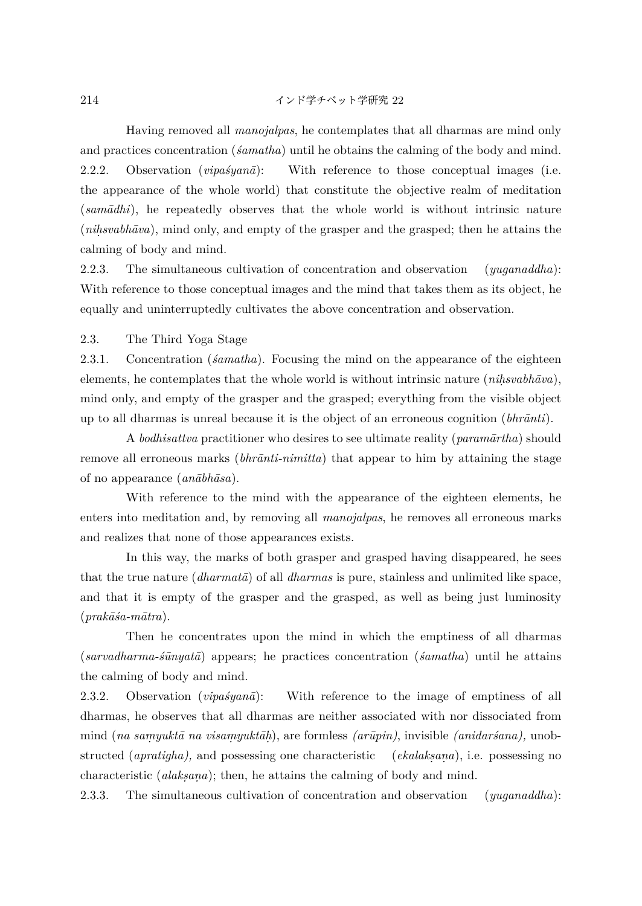Having removed all *manojalpas*, he contemplates that all dharmas are mind only and practices concentration (*śamatha*) until he obtains the calming of the body and mind.

2.2.2. Observation (*vipaśyanā*): With reference to those conceptual images (i.e. the appearance of the whole world) that constitute the objective realm of meditation (*samādhi*), he repeatedly observes that the whole world is without intrinsic nature (*niḥsvabhāva*), mind only, and empty of the grasper and the grasped; then he attains the calming of body and mind.

2.2.3. The simultaneous cultivation of concentration and observation (*yuganaddha*): With reference to those conceptual images and the mind that takes them as its object, he equally and uninterruptedly cultivates the above concentration and observation.

2.3. The Third Yoga Stage

2.3.1. Concentration (*śamatha*). Focusing the mind on the appearance of the eighteen elements, he contemplates that the whole world is without intrinsic nature (*niḥsvabhāva*), mind only, and empty of the grasper and the grasped; everything from the visible object up to all dharmas is unreal because it is the object of an erroneous cognition (*bhrānti*).

A *bodhisattva* practitioner who desires to see ultimate reality (*paramārtha*) should remove all erroneous marks (*bhrānti-nimitta*) that appear to him by attaining the stage of no appearance (*anābhāsa*).

With reference to the mind with the appearance of the eighteen elements, he enters into meditation and, by removing all *manojalpas*, he removes all erroneous marks and realizes that none of those appearances exists.

In this way, the marks of both grasper and grasped having disappeared, he sees that the true nature (*dharmatā*) of all *dharmas* is pure, stainless and unlimited like space, and that it is empty of the grasper and the grasped, as well as being just luminosity (*prakāśa-mātra*).

Then he concentrates upon the mind in which the emptiness of all dharmas (*sarvadharma-śūnyatā*) appears; he practices concentration (*śamatha*) until he attains the calming of body and mind.

2.3.2. Observation (*vipaśyanā*): With reference to the image of emptiness of all dharmas, he observes that all dharmas are neither associated with nor dissociated from mind (*na saṃyuktā na visaṃyuktāḥ*), are formless *(arūpin)*, invisible *(anidarśana),* unobstructed (*apratigha),* and possessing one characteristic (*ekalakṣaṇa*), i.e. possessing no characteristic (*alakṣaṇa*); then, he attains the calming of body and mind.

2.3.3. The simultaneous cultivation of concentration and observation (*yuganaddha*):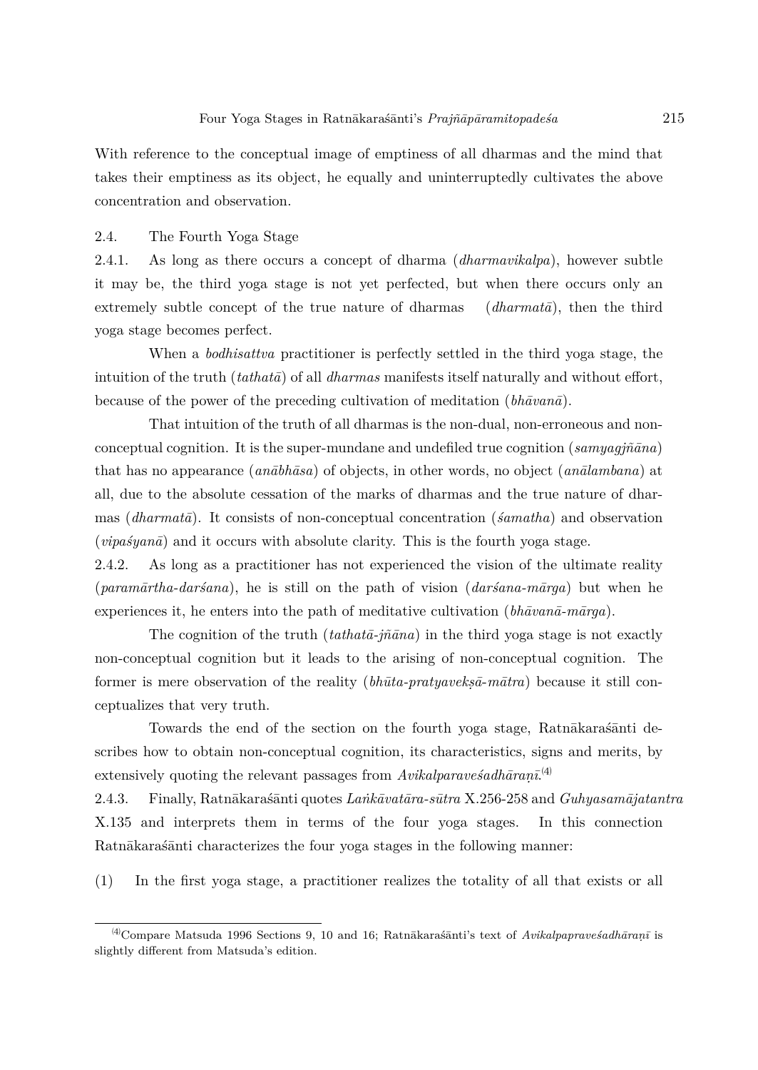With reference to the conceptual image of emptiness of all dharmas and the mind that takes their emptiness as its object, he equally and uninterruptedly cultivates the above concentration and observation.

### 2.4. The Fourth Yoga Stage

2.4.1. As long as there occurs a concept of dharma (*dharmavikalpa*), however subtle it may be, the third yoga stage is not yet perfected, but when there occurs only an extremely subtle concept of the true nature of dharmas (*dharmatā*), then the third yoga stage becomes perfect.

When a *bodhisattva* practitioner is perfectly settled in the third yoga stage, the intuition of the truth (*tathatā*) of all *dharmas* manifests itself naturally and without effort, because of the power of the preceding cultivation of meditation (*bhāvanā*).

That intuition of the truth of all dharmas is the non-dual, non-erroneous and non-conceptual cognition. It is the super-mundane and undefiled true cognition (*samyagjñāna*) that has no appearance (*anābhāsa*) of objects, in other words, no object (*anālambana*) at all, due to the absolute cessation of the marks of dharmas and the true nature of dharmas (*dharmatā*). It consists of non-conceptual concentration (*śamatha*) and observation (*vipaśyanā*) and it occurs with absolute clarity. This is the fourth yoga stage.

2.4.2. As long as a practitioner has not experienced the vision of the ultimate reality (*paramārtha-darśana*), he is still on the path of vision (*darśana-mārga*) but when he experiences it, he enters into the path of meditative cultivation (*bhāvanā-mārga*).

The cognition of the truth (*tathatā-jñāna*) in the third yoga stage is not exactly non-conceptual cognition but it leads to the arising of non-conceptual cognition. The former is mere observation of the reality (*bhūta-pratyavekṣā-mātra*) because it still conceptualizes that very truth.

Towards the end of the section on the fourth yoga stage, Ratnākaraśānti describes how to obtain non-conceptual cognition, its characteristics, signs and merits, by extensively quoting the relevant passages from *Avikalparaveśadhāraṇī*.[4]

2.4.3. Finally, Ratnākaraśānti quotes *Laṅkāvatāra-sūtra* X.256-258 and *Guhyasamājatantra* X.135 and interprets them in terms of the four yoga stages. In this connection Ratnākaraśānti characterizes the four yoga stages in the following manner:

(1) In the first yoga stage, a practitioner realizes the totality of all that exists or all

---

[4] Compare Matsuda 1996 Sections 9, 10 and 16; Ratnākaraśānti's text of *Avikalpapraveśadhāraṇī* is slightly different from Matsuda's edition.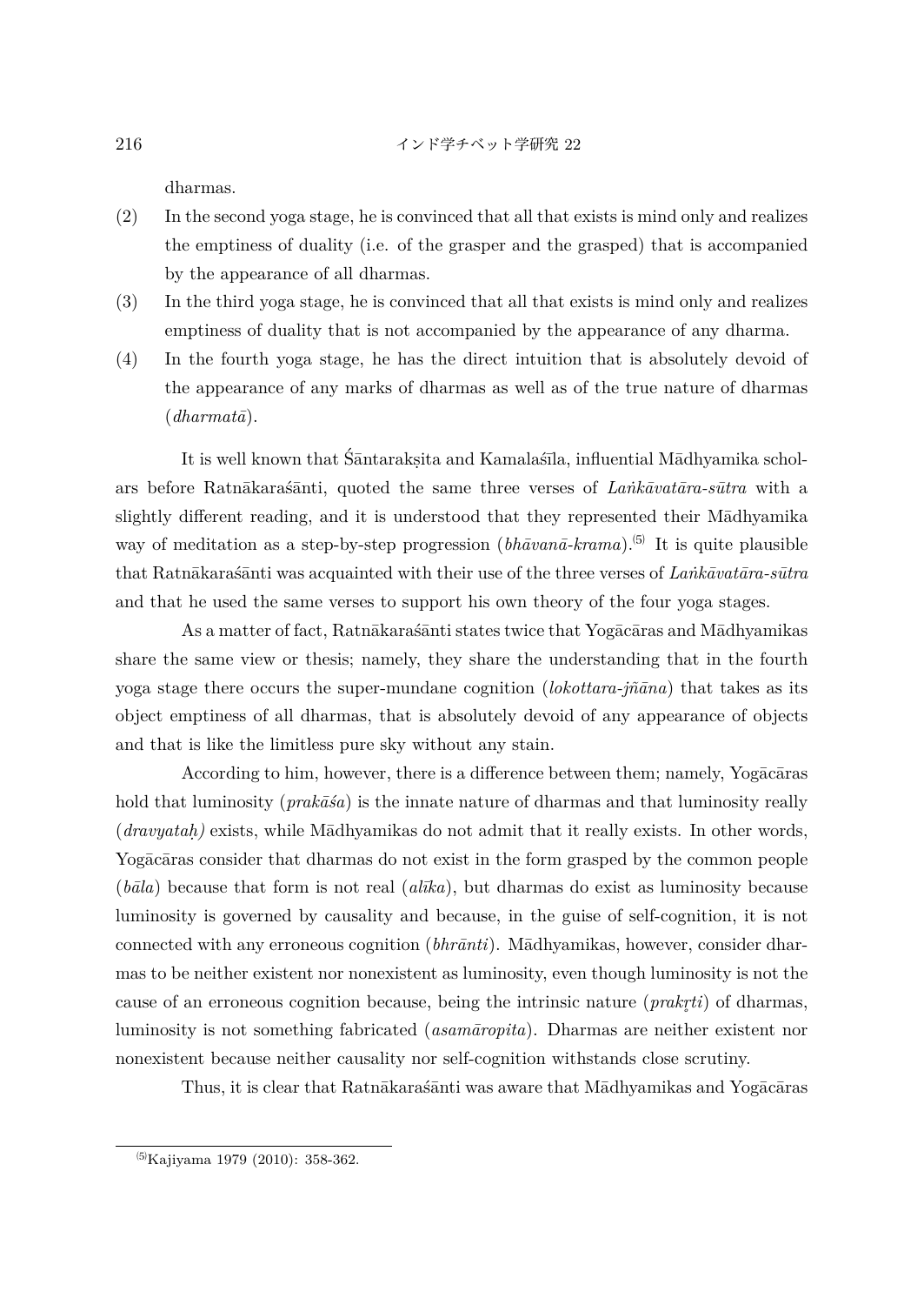dharmas.

(2) In the second yoga stage, he is convinced that all that exists is mind only and realizes the emptiness of duality (i.e. of the grasper and the grasped) that is accompanied by the appearance of all dharmas.

(3) In the third yoga stage, he is convinced that all that exists is mind only and realizes emptiness of duality that is not accompanied by the appearance of any dharma.

(4) In the fourth yoga stage, he has the direct intuition that is absolutely devoid of the appearance of any marks of dharmas as well as of the true nature of dharmas (*dharmatā*).

It is well known that Śāntarakṣita and Kamalaśīla, influential Mādhyamika scholars before Ratnākaraśānti, quoted the same three verses of *Laṅkāvatāra-sūtra* with a slightly different reading, and it is understood that they represented their Mādhyamika way of meditation as a step-by-step progression (*bhāvanā-krama*).(5) It is quite plausible that Ratnākaraśānti was acquainted with their use of the three verses of *Laṅkāvatāra-sūtra* and that he used the same verses to support his own theory of the four yoga stages.

As a matter of fact, Ratnākaraśānti states twice that Yogācāras and Mādhyamikas share the same view or thesis; namely, they share the understanding that in the fourth yoga stage there occurs the super-mundane cognition (*lokottara-jñāna*) that takes as its object emptiness of all dharmas, that is absolutely devoid of any appearance of objects and that is like the limitless pure sky without any stain.

According to him, however, there is a difference between them; namely, Yogācāras hold that luminosity (*prakāśa*) is the innate nature of dharmas and that luminosity really (*dravyataḥ)* exists, while Mādhyamikas do not admit that it really exists. In other words, Yogācāras consider that dharmas do not exist in the form grasped by the common people (*bāla*) because that form is not real (*alīka*), but dharmas do exist as luminosity because luminosity is governed by causality and because, in the guise of self-cognition, it is not connected with any erroneous cognition (*bhrānti*). Mādhyamikas, however, consider dharmas to be neither existent nor nonexistent as luminosity, even though luminosity is not the cause of an erroneous cognition because, being the intrinsic nature (*prakṛti*) of dharmas, luminosity is not something fabricated (*asamāropita*). Dharmas are neither existent nor nonexistent because neither causality nor self-cognition withstands close scrutiny.

Thus, it is clear that Ratnākaraśānti was aware that Mādhyamikas and Yogācāras

---

(5) Kajiyama 1979 (2010): 358-362.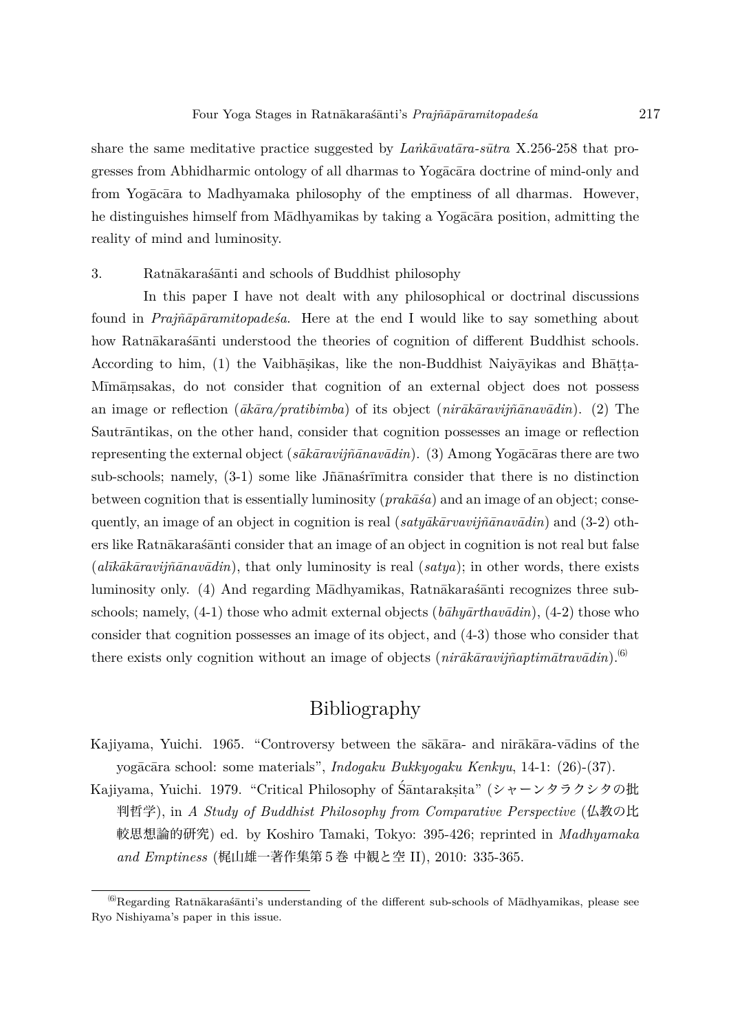share the same meditative practice suggested by *Laṅkāvatāra-sūtra* X.256-258 that progresses from Abhidharmic ontology of all dharmas to Yogācāra doctrine of mind-only and from Yogācāra to Madhyamaka philosophy of the emptiness of all dharmas. However, he distinguishes himself from Mādhyamikas by taking a Yogācāra position, admitting the reality of mind and luminosity.

3. Ratnākaraśānti and schools of Buddhist philosophy

In this paper I have not dealt with any philosophical or doctrinal discussions found in *Prajñāpāramitopadeśa*. Here at the end I would like to say something about how Ratnākaraśānti understood the theories of cognition of different Buddhist schools. According to him, (1) the Vaibhāṣikas, like the non-Buddhist Naiyāyikas and Bhāṭṭa-Mīmāṃsakas, do not consider that cognition of an external object does not possess an image or reflection (*ākāra/pratibimba*) of its object (*nirākāravijñānavādin*). (2) The Sautrāntikas, on the other hand, consider that cognition possesses an image or reflection representing the external object (*sākāravijñānavādin*). (3) Among Yogācāras there are two sub-schools; namely, (3-1) some like Jñānaśrīmitra consider that there is no distinction between cognition that is essentially luminosity (*prakāśa*) and an image of an object; consequently, an image of an object in cognition is real (*satyākārvavijñānavādin*) and (3-2) others like Ratnākaraśānti consider that an image of an object in cognition is not real but false (*alīkākāravijñānavādin*), that only luminosity is real (*satya*); in other words, there exists luminosity only. (4) And regarding Mādhyamikas, Ratnākaraśānti recognizes three sub-schools; namely, (4-1) those who admit external objects (*bāhyārthavādin*), (4-2) those who consider that cognition possesses an image of its object, and (4-3) those who consider that there exists only cognition without an image of objects (*nirākāravijñaptimātravādin*).[6]

# Bibliography

Kajiyama, Yuichi. 1965. "Controversy between the sākāra- and nirākāra-vādins of the yogācāra school: some materials", *Indogaku Bukkyogaku Kenkyu*, 14-1: (26)-(37).

Kajiyama, Yuichi. 1979. "Critical Philosophy of Śāntarakṣita" (シャーンタラクシタの批判哲学), in *A Study of Buddhist Philosophy from Comparative Perspective* (仏教の比較思想論的研究) ed. by Koshiro Tamaki, Tokyo: 395-426; reprinted in *Madhyamaka and Emptiness* (梶山雄一著作集第５巻 中観と空 II), 2010: 335-365.

---

[6] Regarding Ratnākaraśānti's understanding of the different sub-schools of Mādhyamikas, please see Ryo Nishiyama's paper in this issue.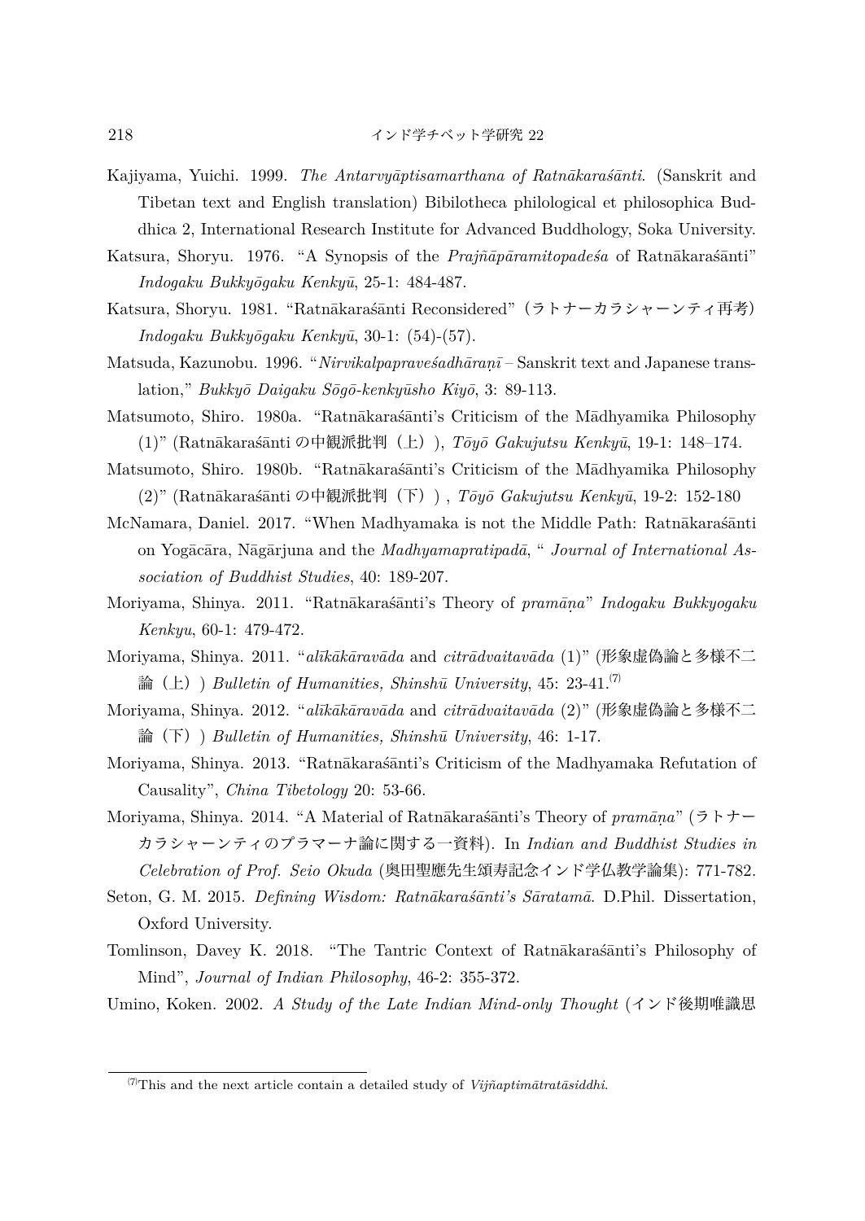Kajiyama, Yuichi. 1999. *The Antarvyāptisamarthana of Ratnākaraśānti*. (Sanskrit and Tibetan text and English translation) Bibilotheca philologica et philosophica Buddhica 2, International Research Institute for Advanced Buddhology, Soka University.

Katsura, Shoryu. 1976. "A Synopsis of the *Prajñāpāramitopadeśa* of Ratnākaraśānti" *Indogaku Bukkyōgaku Kenkyū*, 25-1: 484-487.

Katsura, Shoryu. 1981. "Ratnākaraśānti Reconsidered"（ラトナーカラシャーンティ再考）*Indogaku Bukkyōgaku Kenkyū*, 30-1: (54)-(57).

Matsuda, Kazunobu. 1996. "*Nirvikalpapraveśadhāraṇī* – Sanskrit text and Japanese translation," *Bukkyō Daigaku Sōgō-kenkyūsho Kiyō*, 3: 89-113.

Matsumoto, Shiro. 1980a. "Ratnākaraśānti's Criticism of the Mādhyamika Philosophy (1)" (Ratnākaraśānti の中観派批判（上）), *Tōyō Gakujutsu Kenkyū*, 19-1: 148–174.

Matsumoto, Shiro. 1980b. "Ratnākaraśānti's Criticism of the Mādhyamika Philosophy (2)" (Ratnākaraśānti の中観派批判（下）) , *Tōyō Gakujutsu Kenkyū*, 19-2: 152-180

McNamara, Daniel. 2017. "When Madhyamaka is not the Middle Path: Ratnākaraśānti on Yogācāra, Nāgārjuna and the *Madhyamapratipadā*, " *Journal of International Association of Buddhist Studies*, 40: 189-207.

Moriyama, Shinya. 2011. "Ratnākaraśānti's Theory of *pramāṇa*" *Indogaku Bukkyogaku Kenkyu*, 60-1: 479-472.

Moriyama, Shinya. 2011. "*alīkākāravāda* and *citrādvaitavāda* (1)" (形象虚偽論と多様不二論（上）) *Bulletin of Humanities, Shinshū University*, 45: 23-41.[7]

Moriyama, Shinya. 2012. "*alīkākāravāda* and *citrādvaitavāda* (2)" (形象虚偽論と多様不二論（下）) *Bulletin of Humanities, Shinshū University*, 46: 1-17.

Moriyama, Shinya. 2013. "Ratnākaraśānti's Criticism of the Madhyamaka Refutation of Causality", *China Tibetology* 20: 53-66.

Moriyama, Shinya. 2014. "A Material of Ratnākaraśānti's Theory of *pramāṇa*" (ラトナーカラシャーンティのプラマーナ論に関する一資料). In *Indian and Buddhist Studies in Celebration of Prof. Seio Okuda* (奥田聖應先生頌寿記念インド学仏教学論集): 771-782.

Seton, G. M. 2015. *Defining Wisdom: Ratnākaraśānti's Sāratamā*. D.Phil. Dissertation, Oxford University.

Tomlinson, Davey K. 2018. "The Tantric Context of Ratnākaraśānti's Philosophy of Mind", *Journal of Indian Philosophy*, 46-2: 355-372.

Umino, Koken. 2002. *A Study of the Late Indian Mind-only Thought* (インド後期唯識思

---

[7] This and the next article contain a detailed study of *Vijñaptimātratāsiddhi*.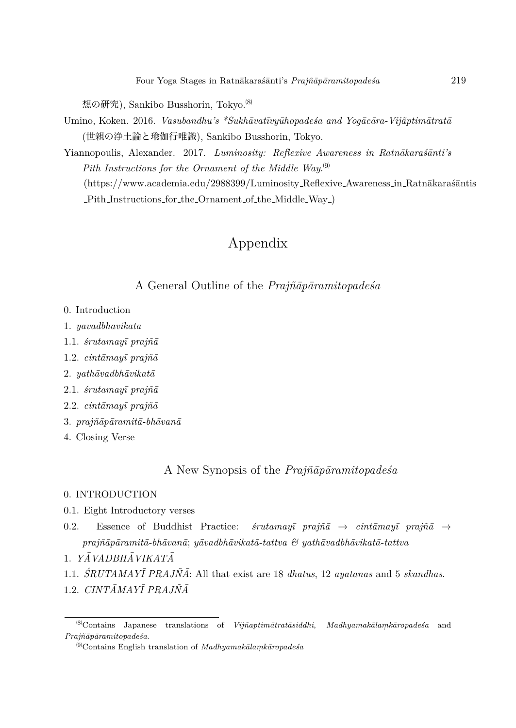想の研究), Sankibo Busshorin, Tokyo.[8]

Umino, Koken. 2016. *Vasubandhu's *Sukhāvatīvyūhopadeśa and Yogācāra-Vijãptimātratā* (世親の浄土論と瑜伽行唯識), Sankibo Busshorin, Tokyo.

Yiannopoulis, Alexander. 2017. *Luminosity: Reflexive Awareness in Ratnākaraśānti's Pith Instructions for the Ornament of the Middle Way.*[9] (https://www.academia.edu/2988399/Luminosity_Reflexive_Awareness_in_Ratnākaraśāntis_Pith_Instructions_for_the_Ornament_of_the_Middle_Way_)

# Appendix

## A General Outline of the *Prajñāpāramitopadeśa*

0. Introduction
1. *yāvadbhāvikatā*
1.1. *śrutamayī prajñā*
1.2. *cintāmayī prajñā*
2. *yathāvadbhāvikatā*
2.1. *śrutamayī prajñā*
2.2. *cintāmayī prajñā*
3. *prajñāpāramitā-bhāvanā*
4. Closing Verse

## A New Synopsis of the *Prajñāpāramitopadeśa*

0. INTRODUCTION
0.1. Eight Introductory verses
0.2. Essence of Buddhist Practice: *śrutamayī prajñā* → *cintāmayī prajñā* → *prajñāpāramitā-bhāvanā*; *yāvadbhāvikatā-tattva & yathāvadbhāvikatā-tattva*
1. *YĀVADBHĀVIKATĀ*
1.1. *ŚRUTAMAYĪ PRAJÑĀ*: All that exist are 18 *dhātus*, 12 *āyatanas* and 5 *skandhas*.
1.2. *CINTĀMAYĪ PRAJÑĀ*

---

[8] Contains Japanese translations of *Vijñaptimātratāsiddhi*, *Madhyamakālaṃkāropadeśa* and *Prajñāpāramitopadeśa*.

[9] Contains English translation of *Madhyamakālaṃkāropadeśa*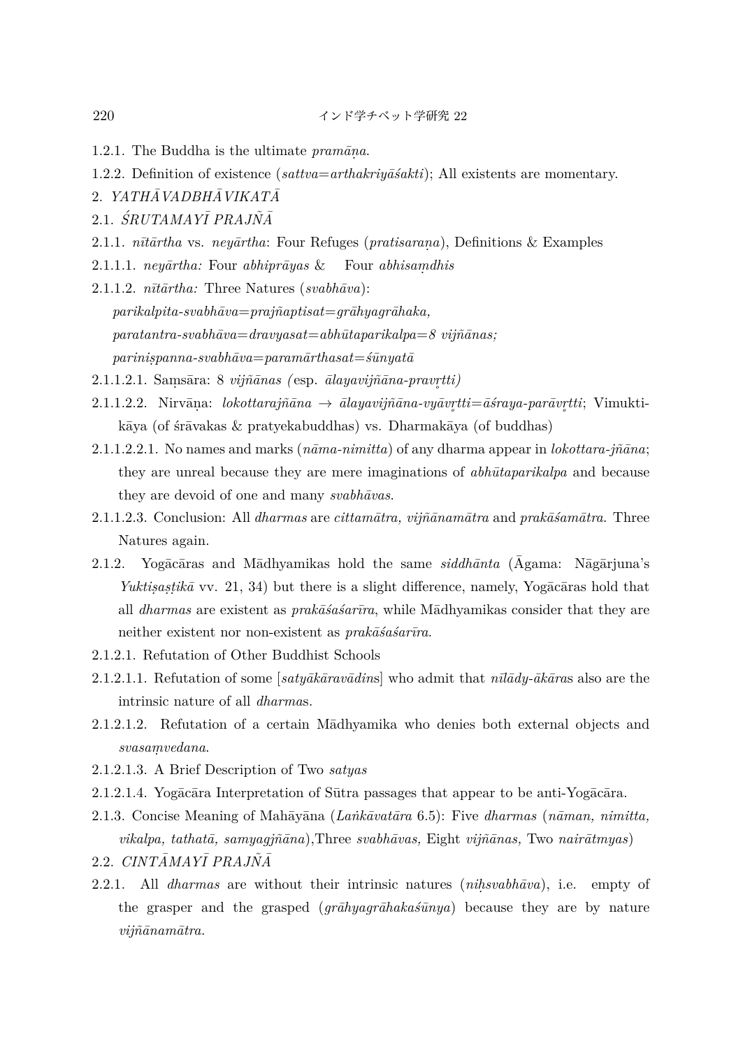1.2.1. The Buddha is the ultimate *pramāṇa*.

1.2.2. Definition of existence (*sattva=arthakriyāśakti*); All existents are momentary.

2. *YATHĀVADBHĀVIKATĀ*

2.1. *ŚRUTAMAYĪ PRAJÑĀ*

2.1.1. *nītārtha* vs. *neyārtha*: Four Refuges (*pratisaraṇa*), Definitions & Examples

2.1.1.1. *neyārtha:* Four *abhiprāyas* & Four *abhisaṃdhis*

2.1.1.2. *nītārtha:* Three Natures (*svabhāva*):
*parikalpita-svabhāva=prajñaptisat=grāhyagrāhaka,*
*paratantra-svabhāva=dravyasat=abhūtaparikalpa=8 vijñānas;*
*parinispanna-svabhāva=paramārthasat=śūnyatā*

2.1.1.2.1. Saṃsāra: 8 *vijñānas (*esp. *ālayavijñāna-pravr̥tti)*

2.1.1.2.2. Nirvāṇa: *lokottarajñāna* → *ālayavijñāna-vyāvr̥tti=āśraya-parāvr̥tti*; Vimuktikāya (of śrāvakas & pratyekabuddhas) vs. Dharmakāya (of buddhas)

2.1.1.2.2.1. No names and marks (*nāma-nimitta*) of any dharma appear in *lokottara-jñāna*; they are unreal because they are mere imaginations of *abhūtaparikalpa* and because they are devoid of one and many *svabhāvas*.

2.1.1.2.3. Conclusion: All *dharmas* are *cittamātra, vijñānamātra* and *prakāśamātra*. Three Natures again.

2.1.2. Yogācāras and Mādhyamikas hold the same *siddhānta* (Āgama: Nāgārjuna's *Yuktiṣaṣṭikā* vv. 21, 34) but there is a slight difference, namely, Yogācāras hold that all *dharmas* are existent as *prakāśaśarīra*, while Mādhyamikas consider that they are neither existent nor non-existent as *prakāśaśarīra*.

2.1.2.1. Refutation of Other Buddhist Schools

2.1.2.1.1. Refutation of some [*satyākāravādins*] who admit that *nīlādy-ākāras* also are the intrinsic nature of all *dharmas*.

2.1.2.1.2. Refutation of a certain Mādhyamika who denies both external objects and *svasaṃvedana*.

2.1.2.1.3. A Brief Description of Two *satyas*

2.1.2.1.4. Yogācāra Interpretation of Sūtra passages that appear to be anti-Yogācāra.

2.1.3. Concise Meaning of Mahāyāna (*Laṅkāvatāra* 6.5): Five *dharmas* (*nāman, nimitta, vikalpa, tathatā, samyagjñāna*),Three *svabhāvas,* Eight *vijñānas,* Two *nairātmyas*)

2.2. *CINTĀMAYĪ PRAJÑĀ*

2.2.1. All *dharmas* are without their intrinsic natures (*niḥsvabhāva*), i.e. empty of the grasper and the grasped (*grāhyagrāhakaśūnya*) because they are by nature *vijñānamātra.*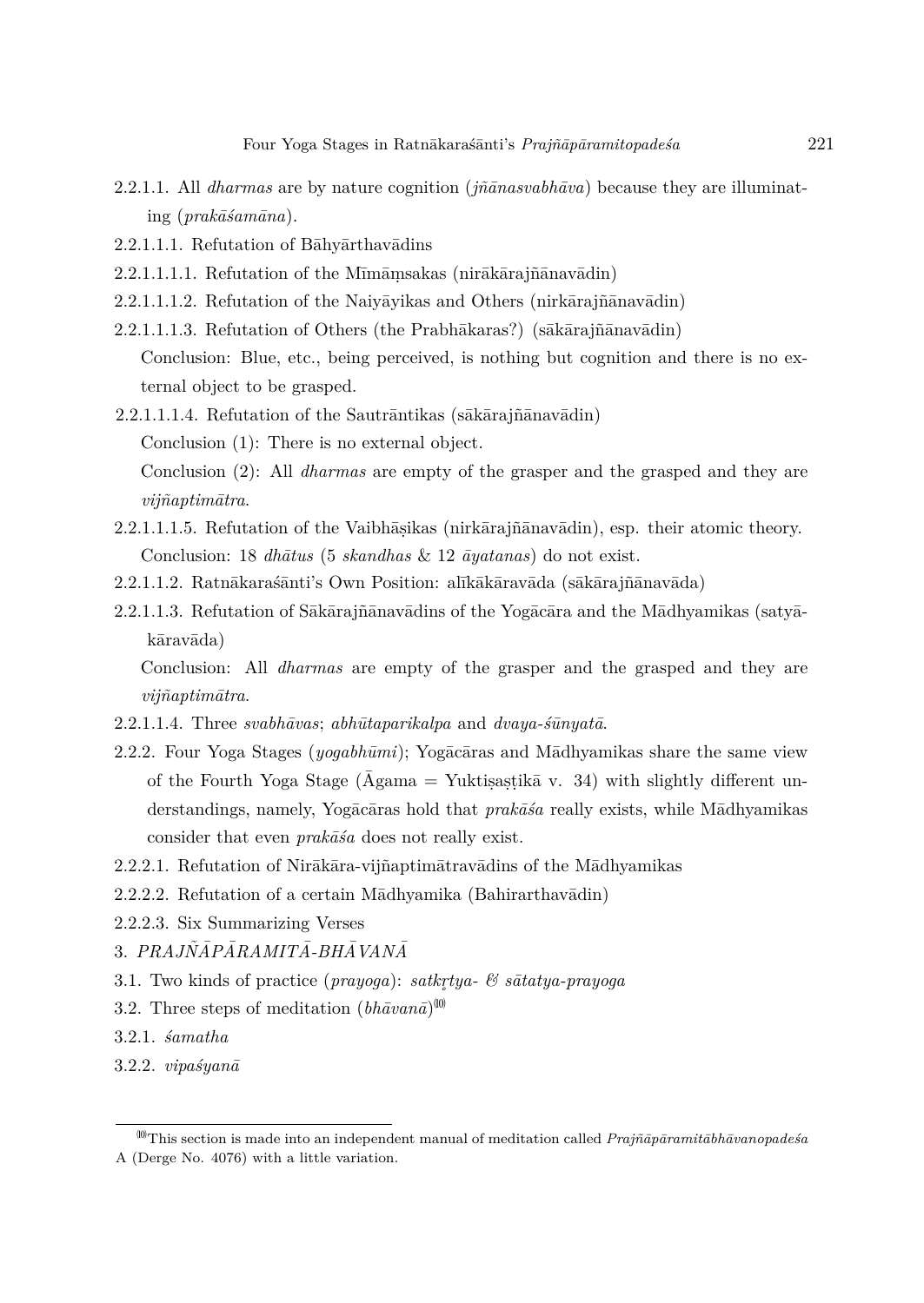2.2.1.1. All *dharmas* are by nature cognition (*jñānasvabhāva*) because they are illuminating (*prakāśamāna*).

2.2.1.1.1. Refutation of Bāhyārthavādins

2.2.1.1.1.1. Refutation of the Mīmāṃsakas (nirākārajñānavādin)

2.2.1.1.1.2. Refutation of the Naiyāyikas and Others (nirkārajñānavādin)

2.2.1.1.1.3. Refutation of Others (the Prabhākaras?) (sākārajñānavādin)

Conclusion: Blue, etc., being perceived, is nothing but cognition and there is no external object to be grasped.

2.2.1.1.1.4. Refutation of the Sautrāntikas (sākārajñānavādin)

Conclusion (1): There is no external object.

Conclusion (2): All *dharmas* are empty of the grasper and the grasped and they are *vijñaptimātra*.

2.2.1.1.1.5. Refutation of the Vaibhāṣikas (nirkārajñānavādin), esp. their atomic theory.

Conclusion: 18 *dhātus* (5 *skandhas* & 12 *āyatanas*) do not exist.

2.2.1.1.2. Ratnākaraśānti's Own Position: alīkākāravāda (sākārajñānavāda)

2.2.1.1.3. Refutation of Sākārajñānavādins of the Yogācāra and the Mādhyamikas (satyākāravāda)

Conclusion: All *dharmas* are empty of the grasper and the grasped and they are *vijñaptimātra*.

2.2.1.1.4. Three *svabhāvas*; *abhūtaparikalpa* and *dvaya-śūnyatā*.

2.2.2. Four Yoga Stages (*yogabhūmi*); Yogācāras and Mādhyamikas share the same view of the Fourth Yoga Stage (Āgama = Yuktiṣaṣṭikā v. 34) with slightly different understandings, namely, Yogācāras hold that *prakāśa* really exists, while Mādhyamikas consider that even *prakāśa* does not really exist.

2.2.2.1. Refutation of Nirākāra-vijñaptimātravādins of the Mādhyamikas

2.2.2.2. Refutation of a certain Mādhyamika (Bahirarthavādin)

2.2.2.3. Six Summarizing Verses

3. *PRAJÑĀPĀRAMITĀ-BHĀVANĀ*

3.1. Two kinds of practice (*prayoga*): *satkṛtya- & sātatya-prayoga*

3.2. Three steps of meditation (*bhāvanā*)[10]

3.2.1. *śamatha*

3.2.2. *vipaśyanā*

---

[10] This section is made into an independent manual of meditation called *Prajñāpāramitābhāvanopadeśa* A (Derge No. 4076) with a little variation.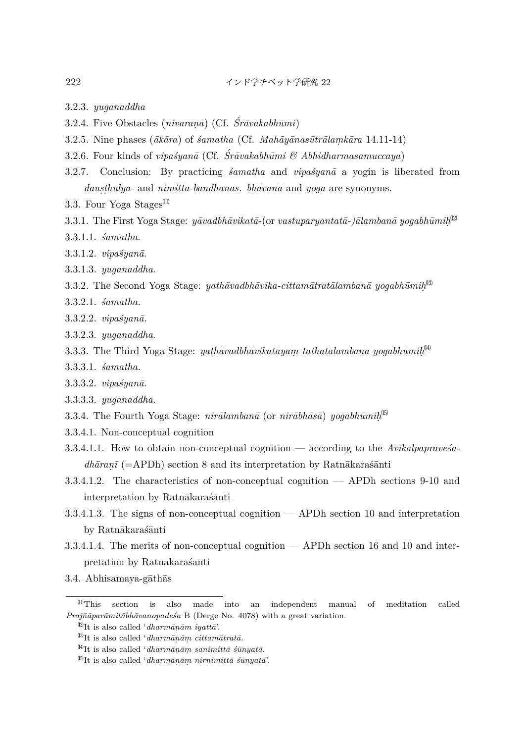3.2.3. *yuganaddha*

3.2.4. Five Obstacles (*nivaraṇa*) (Cf. *Śrāvakabhūmi*)

3.2.5. Nine phases (*ākāra*) of *śamatha* (Cf. *Mahāyānasūtrālaṃkāra* 14.11-14)

3.2.6. Four kinds of *vipaśyanā* (Cf. *Śrāvakabhūmi & Abhidharmasamuccaya*)

3.2.7. Conclusion: By practicing *śamatha* and *vipaśyanā* a yogin is liberated from *dauṣṭhulya-* and *nimitta-bandhanas*. *bhāvanā* and *yoga* are synonyms.

3.3. Four Yoga Stages[11]

3.3.1. The First Yoga Stage: *yāvadbhāvikatā-*(or *vastuparyantatā-*)*ālambanā yogabhūmiḥ*[12]

3.3.1.1. *śamatha*.

3.3.1.2. *vipaśyanā*.

3.3.1.3. *yuganaddha*.

3.3.2. The Second Yoga Stage: *yathāvadbhāvika-cittamātratālambanā yogabhūmiḥ*[13]

3.3.2.1. *śamatha.*

3.3.2.2. *vipaśyanā.*

3.3.2.3. *yuganaddha.*

3.3.3. The Third Yoga Stage: *yathāvadbhāvikatāyāṃ tathatālambanā yogabhūmiḥ*[14]

3.3.3.1. *śamatha.*

3.3.3.2. *vipaśyanā*.

3.3.3.3. *yuganaddha.*

3.3.4. The Fourth Yoga Stage: *nirālambanā* (or *nirābhāsā*) *yogabhūmiḥ*[15]

3.3.4.1. Non-conceptual cognition

3.3.4.1.1. How to obtain non-conceptual cognition — according to the *Avikalpapraveśa-dhāraṇī* (=APDh) section 8 and its interpretation by Ratnākaraśānti

3.3.4.1.2. The characteristics of non-conceptual cognition — APDh sections 9-10 and interpretation by Ratnākaraśānti

3.3.4.1.3. The signs of non-conceptual cognition — APDh section 10 and interpretation by Ratnākaraśānti

3.3.4.1.4. The merits of non-conceptual cognition — APDh section 16 and 10 and interpretation by Ratnākaraśānti

3.4. Abhisamaya-gāthās

---

[11] This section is also made into an independent manual of meditation called *Prajñāpāramitābhāvanopadeśa* B (Derge No. 4078) with a great variation.

[12] It is also called '*dharmāṇām iyattā*'.

[13] It is also called '*dharmāṇāṃ cittamātratā.*

[14] It is also called '*dharmāṇāṃ sanimittā śūnyatā.*

[15] It is also called '*dharmāṇāṃ nirnimittā śūnyatā*'.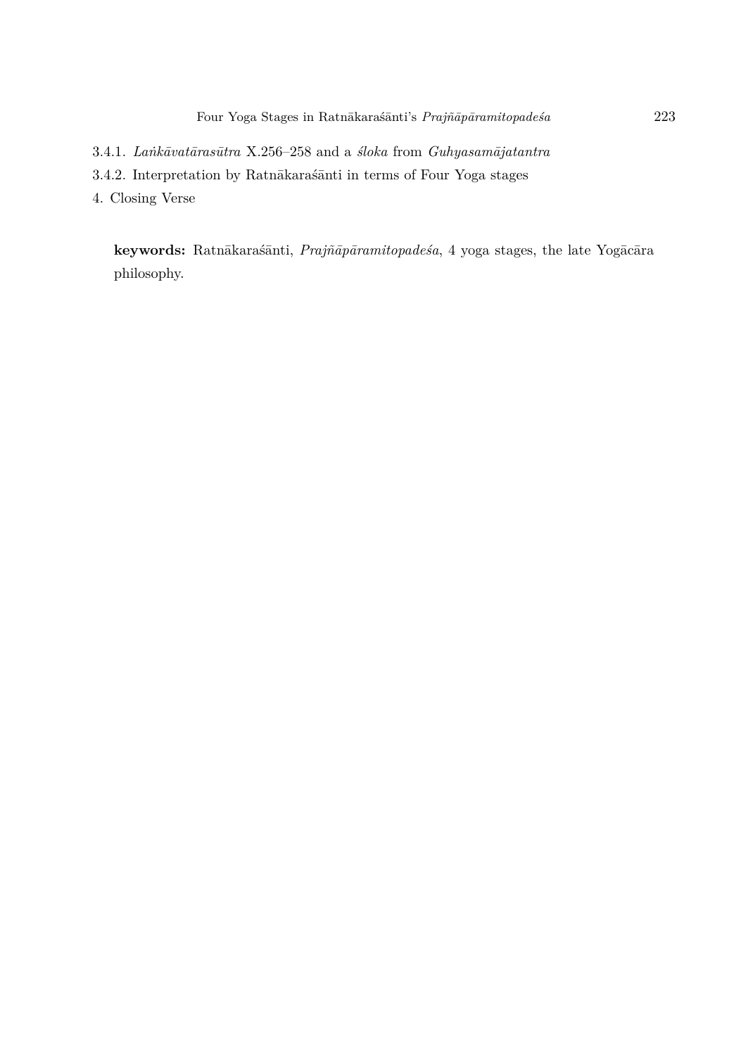3.4.1. *Laṅkāvatārasūtra* X.256–258 and a *śloka* from *Guhyasamājatantra*

3.4.2. Interpretation by Ratnākaraśānti in terms of Four Yoga stages

4. Closing Verse

**keywords:** Ratnākaraśānti, *Prajñāpāramitopadeśa*, 4 yoga stages, the late Yogācāra philosophy.